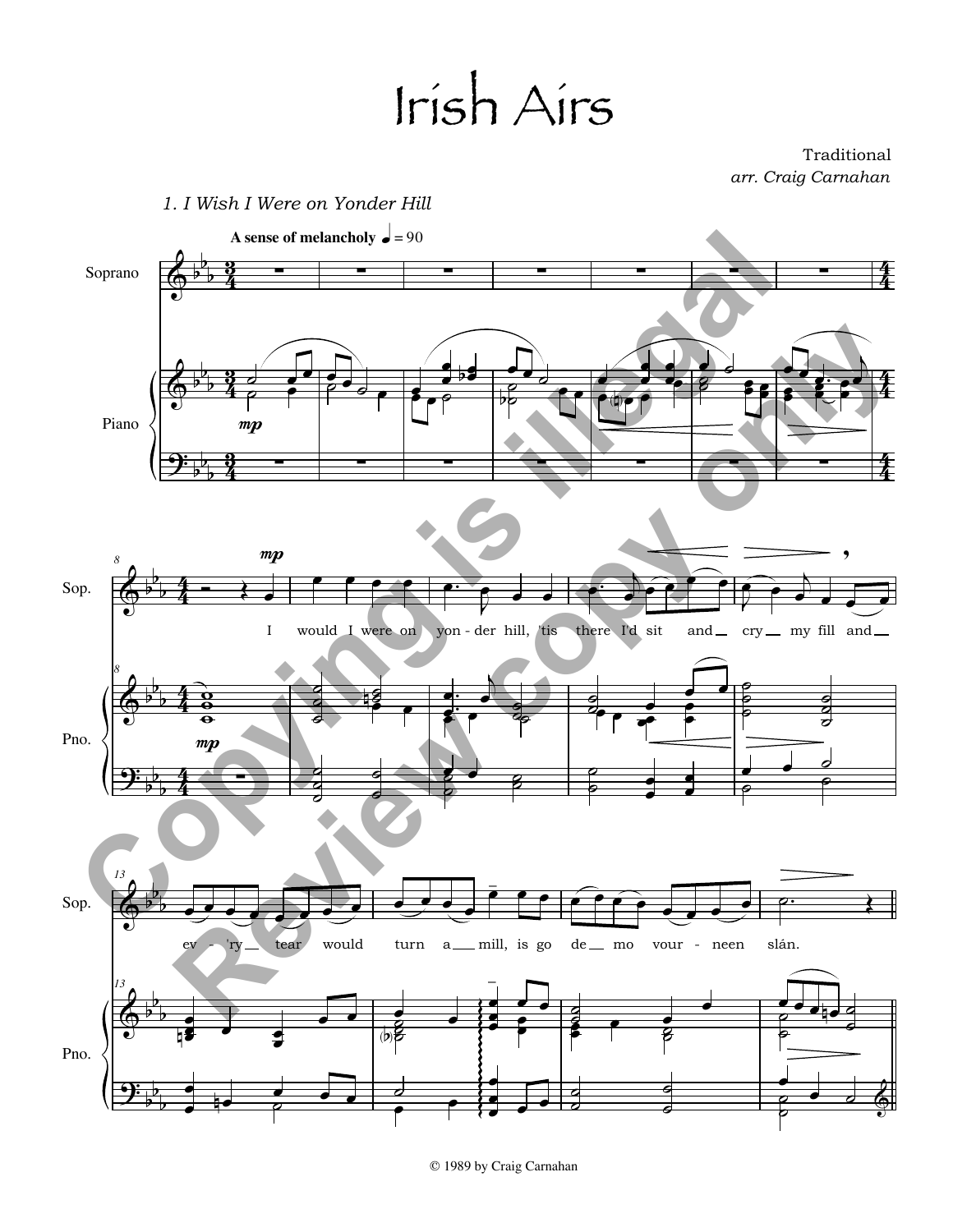# Irish Airs

Traditional
*arr. Craig Carnahan*

*1. I Wish I Were on Yonder Hill*

**A sense of melancholy** ♩ = 90

Soprano

Piano

I would I were on yon - der hill, 'tis there I'd sit and cry my fill and ev - 'ry tear would turn a mill, is go de mo vour - neen slán.

© 1989 by Craig Carnahan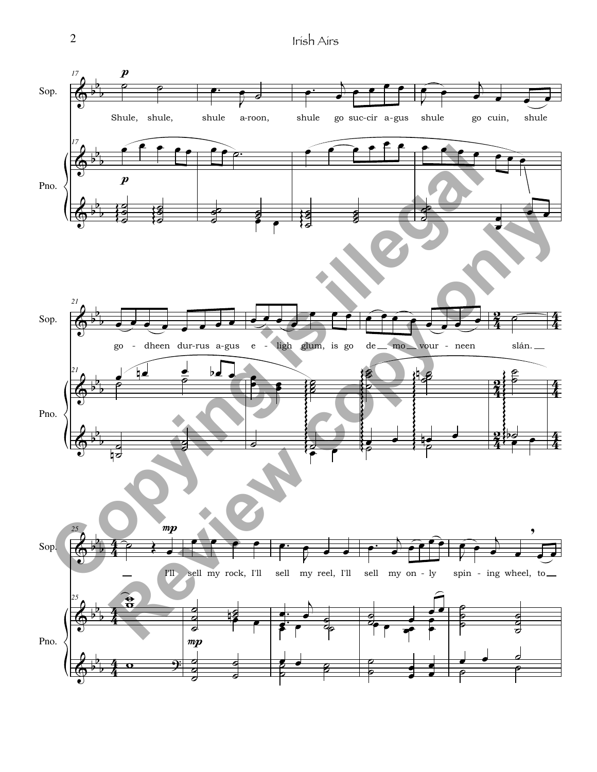Sop.

Pno.

Shule, shule, shule a-roon, shule go suc-cir a-gus shule go cuin, shule go - dheen dur-rus a-gus e - ligh glum, is go de mo vour - neen slán.

I'll sell my rock, I'll sell my reel, I'll sell my on - ly spin - ing wheel, to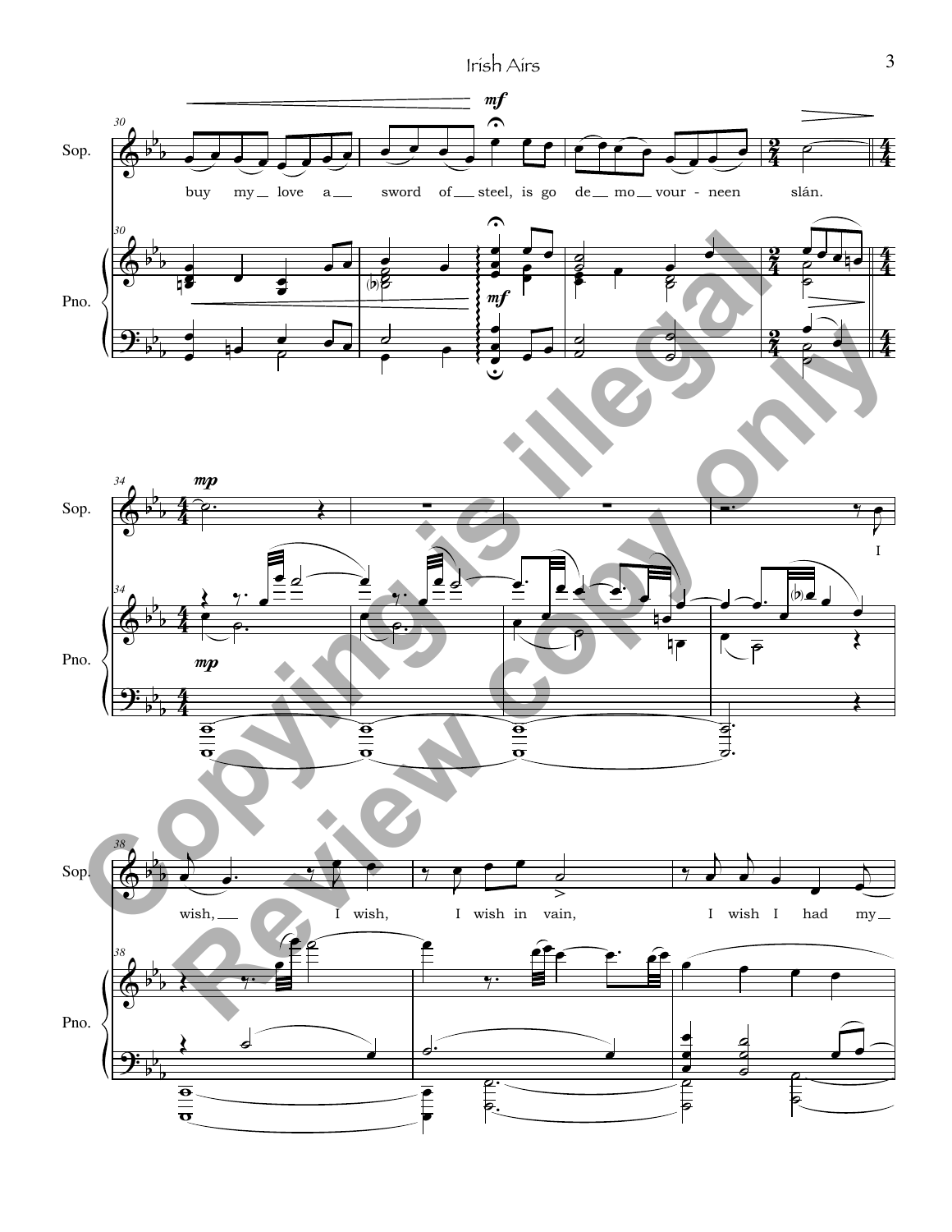buy my love a sword of steel, is go de mo vour - neen slán.

I wish, I wish, I wish in vain, I wish I had my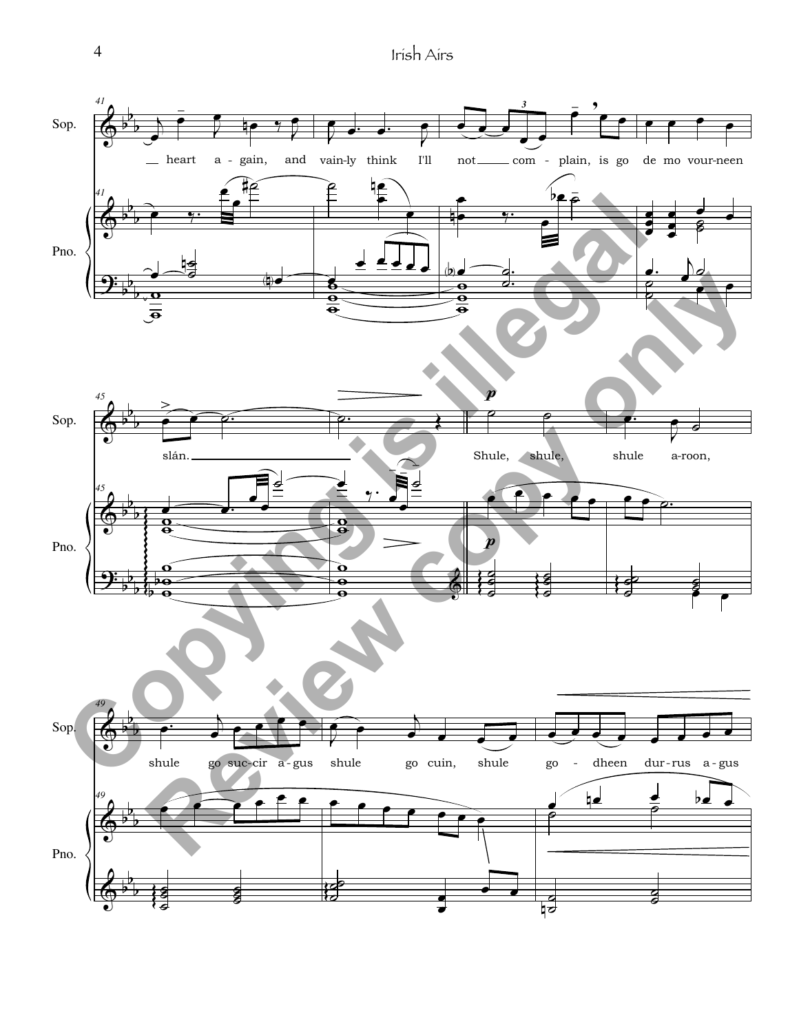Sop.

heart a-gain, and vain-ly think I'll not com-plain, is go de mo vour-neen slán. Shule, shule, shule a-roon, shule go suc-cir a-gus shule go cuin, shule go-dheen dur-rus a-gus

Pno.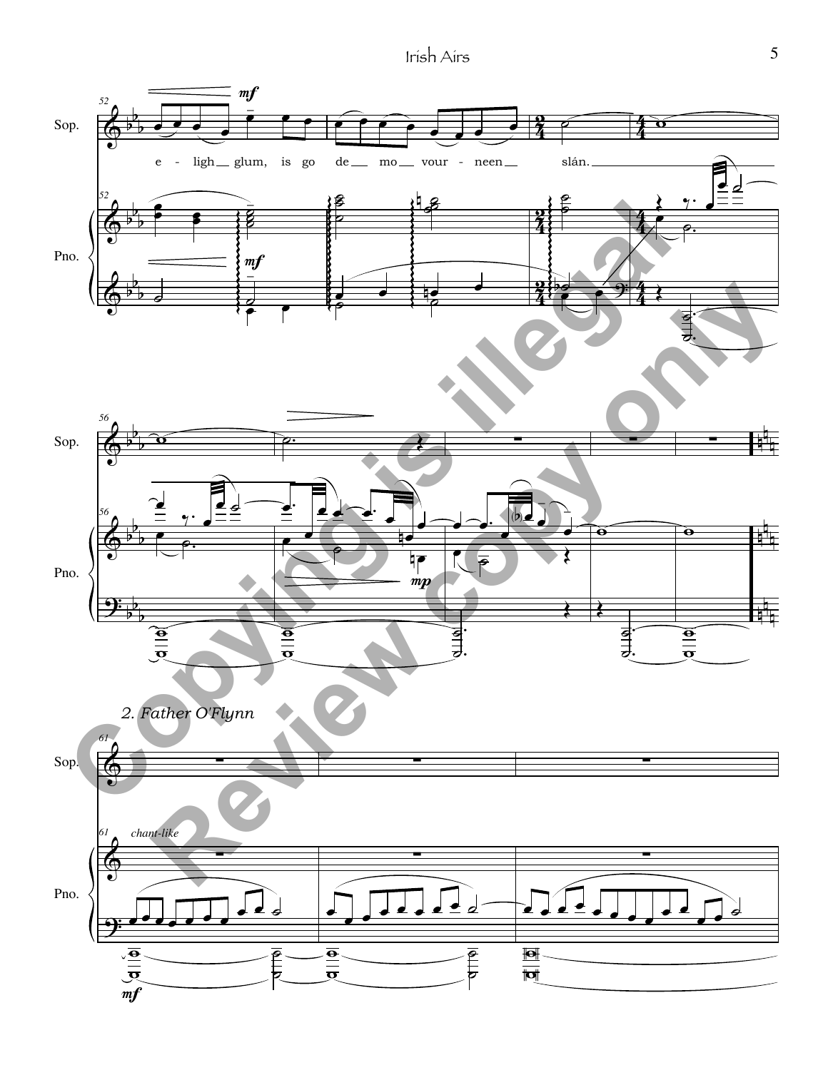Sop.

e - ligh glum, is go de mo vour - neen slán.

Pno.

mf

mf

mp

2. Father O'Flynn

chant-like

mf

Copying is illegal. Review copy only